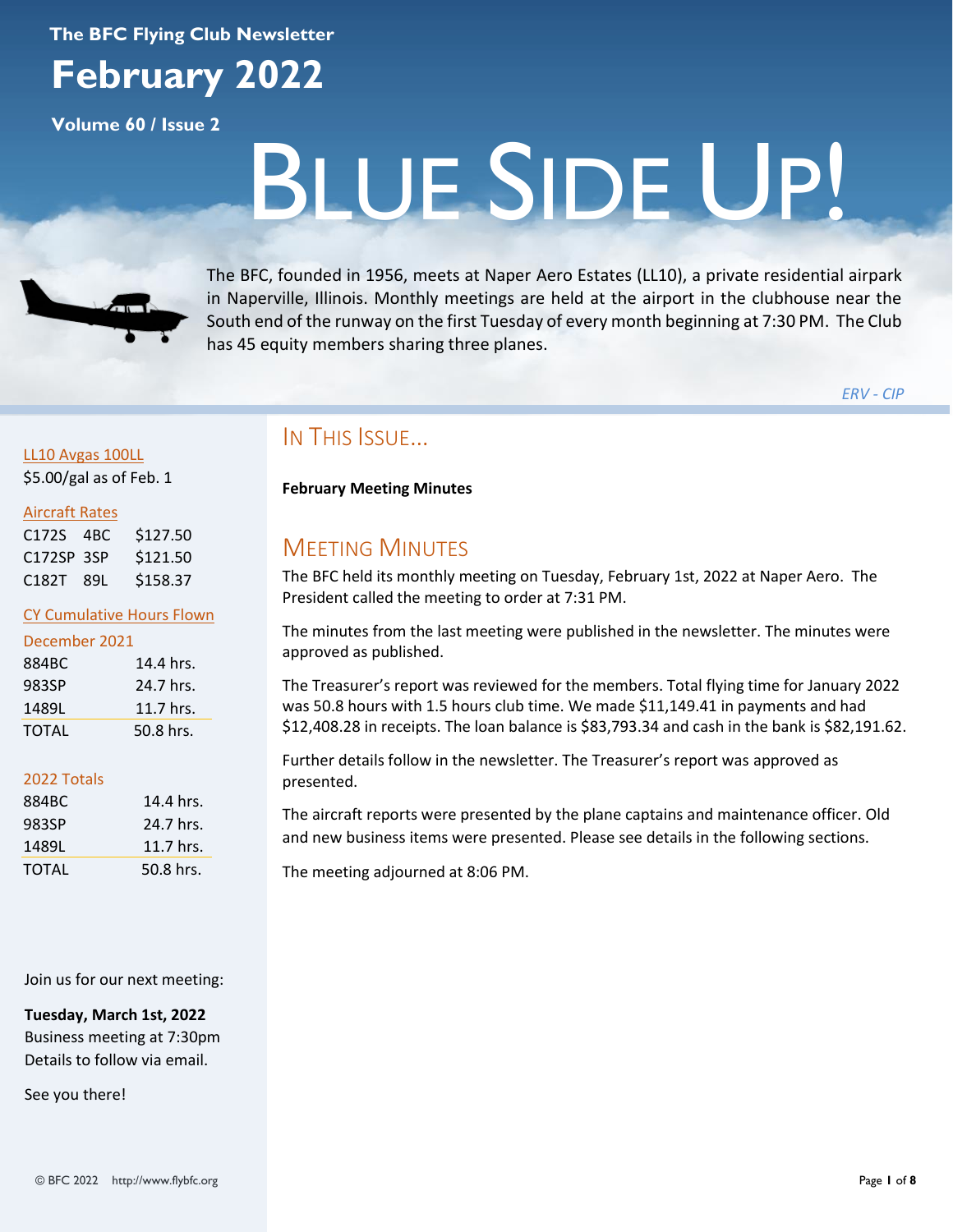The BFC Flying Club Newsletter

# February 2022

**Volume 60 / Issue 2**

# BLUE SIDE UP!

The BFC, founded in 1956, meets at Naper Aero Estates (LL10), a private residential airpark in Naperville, Illinois. Monthly meetings are held at the airport in the clubhouse near the South end of the runway on the first Tuesday of every month beginning at 7:30 PM. The Club has 45 equity members sharing three planes.

*ERV - CIP*

LL10 Avgas 100LL
$5.00/gal as of Feb. 1

Aircraft Rates

| | | |
|---|---|---|
| C172S | 4BC | $127.50 |
| C172SP | 3SP | $121.50 |
| C182T | 89L | $158.37 |

CY Cumulative Hours Flown

December 2021

| | |
|---|---|
| 884BC | 14.4 hrs. |
| 983SP | 24.7 hrs. |
| 1489L | 11.7 hrs. |
| TOTAL | 50.8 hrs. |

2022 Totals

| | |
|---|---|
| 884BC | 14.4 hrs. |
| 983SP | 24.7 hrs. |
| 1489L | 11.7 hrs. |
| TOTAL | 50.8 hrs. |

Join us for our next meeting:

**Tuesday, March 1st, 2022**
Business meeting at 7:30pm
Details to follow via email.

See you there!

## IN THIS ISSUE...

**February Meeting Minutes**

## MEETING MINUTES

The BFC held its monthly meeting on Tuesday, February 1st, 2022 at Naper Aero. The President called the meeting to order at 7:31 PM.

The minutes from the last meeting were published in the newsletter. The minutes were approved as published.

The Treasurer's report was reviewed for the members. Total flying time for January 2022 was 50.8 hours with 1.5 hours club time. We made $11,149.41 in payments and had $12,408.28 in receipts. The loan balance is $83,793.34 and cash in the bank is $82,191.62.

Further details follow in the newsletter. The Treasurer's report was approved as presented.

The aircraft reports were presented by the plane captains and maintenance officer. Old and new business items were presented. Please see details in the following sections.

The meeting adjourned at 8:06 PM.

© BFC 2022 http://www.flybfc.org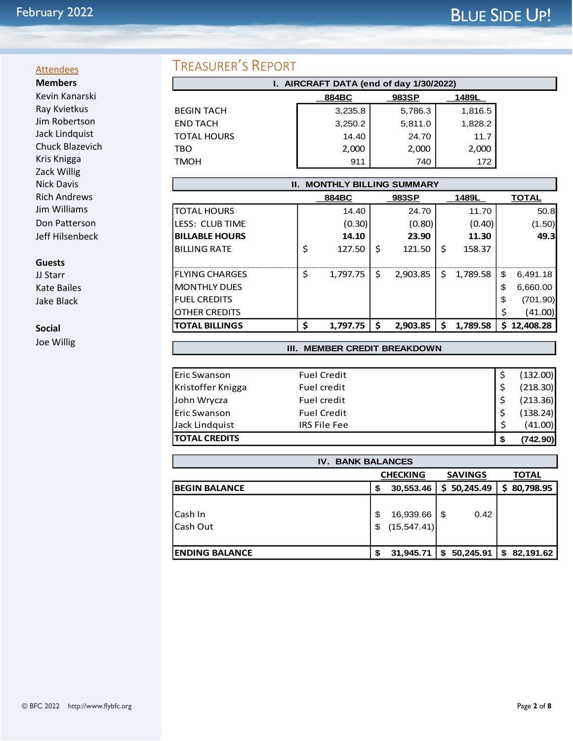## Attendees

**Members**

Kevin Kanarski
Ray Kvietkus
Jim Robertson
Jack Lindquist
Chuck Blazevich
Kris Knigga
Zack Willig
Nick Davis
Rich Andrews
Jim Williams
Don Patterson
Jeff Hilsenbeck

**Guests**

JJ Starr
Kate Bailes
Jake Black

**Social**

Joe Willig

# Treasurer's Report

### I. AIRCRAFT DATA (end of day 1/30/2022)

| | 884BC | 983SP | 1489L |
|---|---|---|---|
| BEGIN TACH | 3,235.8 | 5,786.3 | 1,816.5 |
| END TACH | 3,250.2 | 5,811.0 | 1,828.2 |
| TOTAL HOURS | 14.40 | 24.70 | 11.7 |
| TBO | 2,000 | 2,000 | 2,000 |
| TMOH | 911 | 740 | 172 |

### II. MONTHLY BILLING SUMMARY

| | 884BC | 983SP | 1489L | TOTAL |
|---|---|---|---|---|
| TOTAL HOURS | 14.40 | 24.70 | 11.70 | 50.8 |
| LESS: CLUB TIME | (0.30) | (0.80) | (0.40) | (1.50) |
| **BILLABLE HOURS** | **14.10** | **23.90** | **11.30** | **49.3** |
| BILLING RATE | $ 127.50 | $ 121.50 | $ 158.37 | |
| FLYING CHARGES | $ 1,797.75 | $ 2,903.85 | $ 1,789.58 | $ 6,491.18 |
| MONTHLY DUES | | | | $ 6,660.00 |
| FUEL CREDITS | | | | $ (701.90) |
| OTHER CREDITS | | | | $ (41.00) |
| **TOTAL BILLINGS** | **$ 1,797.75** | **$ 2,903.85** | **$ 1,789.58** | **$ 12,408.28** |

### III. MEMBER CREDIT BREAKDOWN

| | | |
|---|---|---|
| Eric Swanson | Fuel Credit | $ (132.00) |
| Kristoffer Knigga | Fuel credit | $ (218.30) |
| John Wrycza | Fuel credit | $ (213.36) |
| Eric Swanson | Fuel Credit | $ (138.24) |
| Jack Lindquist | IRS File Fee | $ (41.00) |
| **TOTAL CREDITS** | | **$ (742.90)** |

### IV. BANK BALANCES

| | CHECKING | SAVINGS | TOTAL |
|---|---|---|---|
| **BEGIN BALANCE** | **$ 30,553.46** | **$ 50,245.49** | **$ 80,798.95** |
| Cash In | $ 16,939.66 | $ 0.42 | |
| Cash Out | $ (15,547.41) | | |
| **ENDING BALANCE** | **$ 31,945.71** | **$ 50,245.91** | **$ 82,191.62** |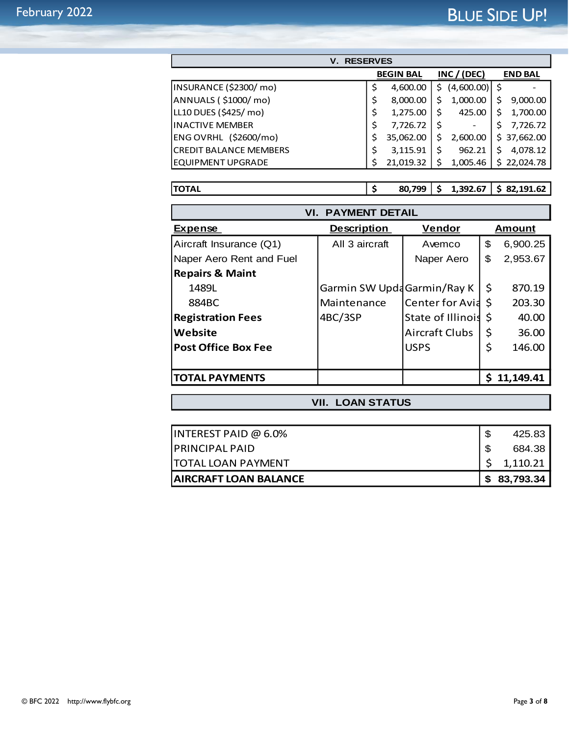## V. RESERVES

| | BEGIN BAL | INC / (DEC) | END BAL |
|---|---|---|---|
| INSURANCE ($2300/ mo) | $ 4,600.00 | $ (4,600.00) | $ - |
| ANNUALS ( $1000/ mo) | $ 8,000.00 | $ 1,000.00 | $ 9,000.00 |
| LL10 DUES ($425/ mo) | $ 1,275.00 | $ 425.00 | $ 1,700.00 |
| INACTIVE MEMBER | $ 7,726.72 | $ - | $ 7,726.72 |
| ENG OVRHL ($2600/mo) | $ 35,062.00 | $ 2,600.00 | $ 37,662.00 |
| CREDIT BALANCE MEMBERS | $ 3,115.91 | $ 962.21 | $ 4,078.12 |
| EQUIPMENT UPGRADE | $ 21,019.32 | $ 1,005.46 | $ 22,024.78 |
| **TOTAL** | **$ 80,799** | **$ 1,392.67** | **$ 82,191.62** |

## VI. PAYMENT DETAIL

| Expense | Description | Vendor | Amount |
|---|---|---|---|
| Aircraft Insurance (Q1) | All 3 aircraft | Avemco | $ 6,900.25 |
| Naper Aero Rent and Fuel | | Naper Aero | $ 2,953.67 |
| **Repairs & Maint** | | | |
| 1489L | Garmin SW Upda | Garmin/Ray K | $ 870.19 |
| 884BC | Maintenance | Center for Avia | $ 203.30 |
| **Registration Fees** | 4BC/3SP | State of Illinois | $ 40.00 |
| **Website** | | Aircraft Clubs | $ 36.00 |
| **Post Office Box Fee** | | USPS | $ 146.00 |
| **TOTAL PAYMENTS** | | | **$ 11,149.41** |

## VII. LOAN STATUS

| | |
|---|---|
| INTEREST PAID @ 6.0% | $ 425.83 |
| PRINCIPAL PAID | $ 684.38 |
| TOTAL LOAN PAYMENT | $ 1,110.21 |
| **AIRCRAFT LOAN BALANCE** | **$ 83,793.34** |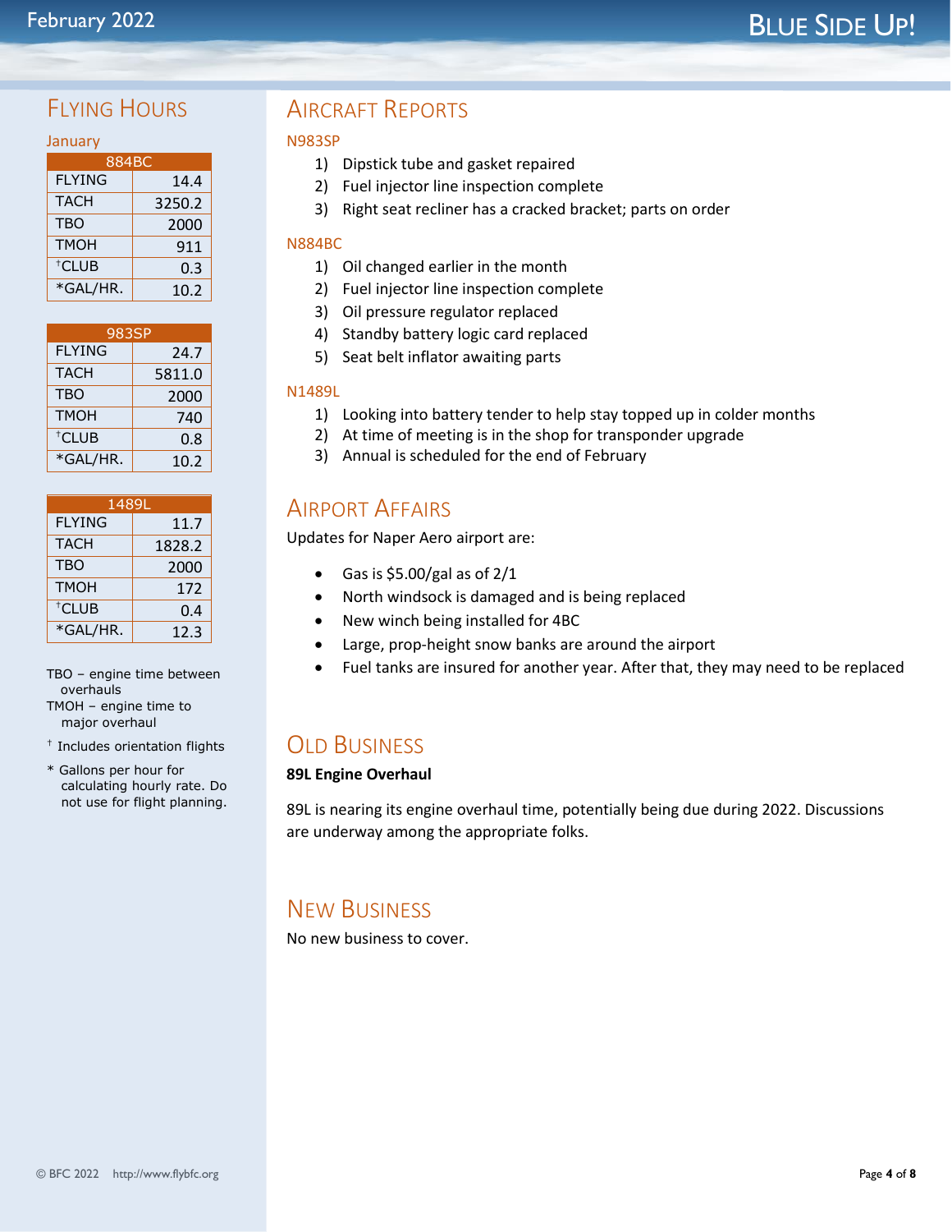## Flying Hours

### January

| 884BC | |
|---|---|
| FLYING | 14.4 |
| TACH | 3250.2 |
| TBO | 2000 |
| TMOH | 911 |
| †CLUB | 0.3 |
| *GAL/HR. | 10.2 |

| 983SP | |
|---|---|
| FLYING | 24.7 |
| TACH | 5811.0 |
| TBO | 2000 |
| TMOH | 740 |
| †CLUB | 0.8 |
| *GAL/HR. | 10.2 |

| 1489L | |
|---|---|
| FLYING | 11.7 |
| TACH | 1828.2 |
| TBO | 2000 |
| TMOH | 172 |
| †CLUB | 0.4 |
| *GAL/HR. | 12.3 |

TBO – engine time between overhauls
TMOH – engine time to major overhaul

† Includes orientation flights

* Gallons per hour for calculating hourly rate. Do not use for flight planning.

## Aircraft Reports

### N983SP

1) Dipstick tube and gasket repaired
2) Fuel injector line inspection complete
3) Right seat recliner has a cracked bracket; parts on order

### N884BC

1) Oil changed earlier in the month
2) Fuel injector line inspection complete
3) Oil pressure regulator replaced
4) Standby battery logic card replaced
5) Seat belt inflator awaiting parts

### N1489L

1) Looking into battery tender to help stay topped up in colder months
2) At time of meeting is in the shop for transponder upgrade
3) Annual is scheduled for the end of February

## Airport Affairs

Updates for Naper Aero airport are:

- Gas is $5.00/gal as of 2/1
- North windsock is damaged and is being replaced
- New winch being installed for 4BC
- Large, prop-height snow banks are around the airport
- Fuel tanks are insured for another year. After that, they may need to be replaced

## Old Business

**89L Engine Overhaul**

89L is nearing its engine overhaul time, potentially being due during 2022. Discussions are underway among the appropriate folks.

## New Business

No new business to cover.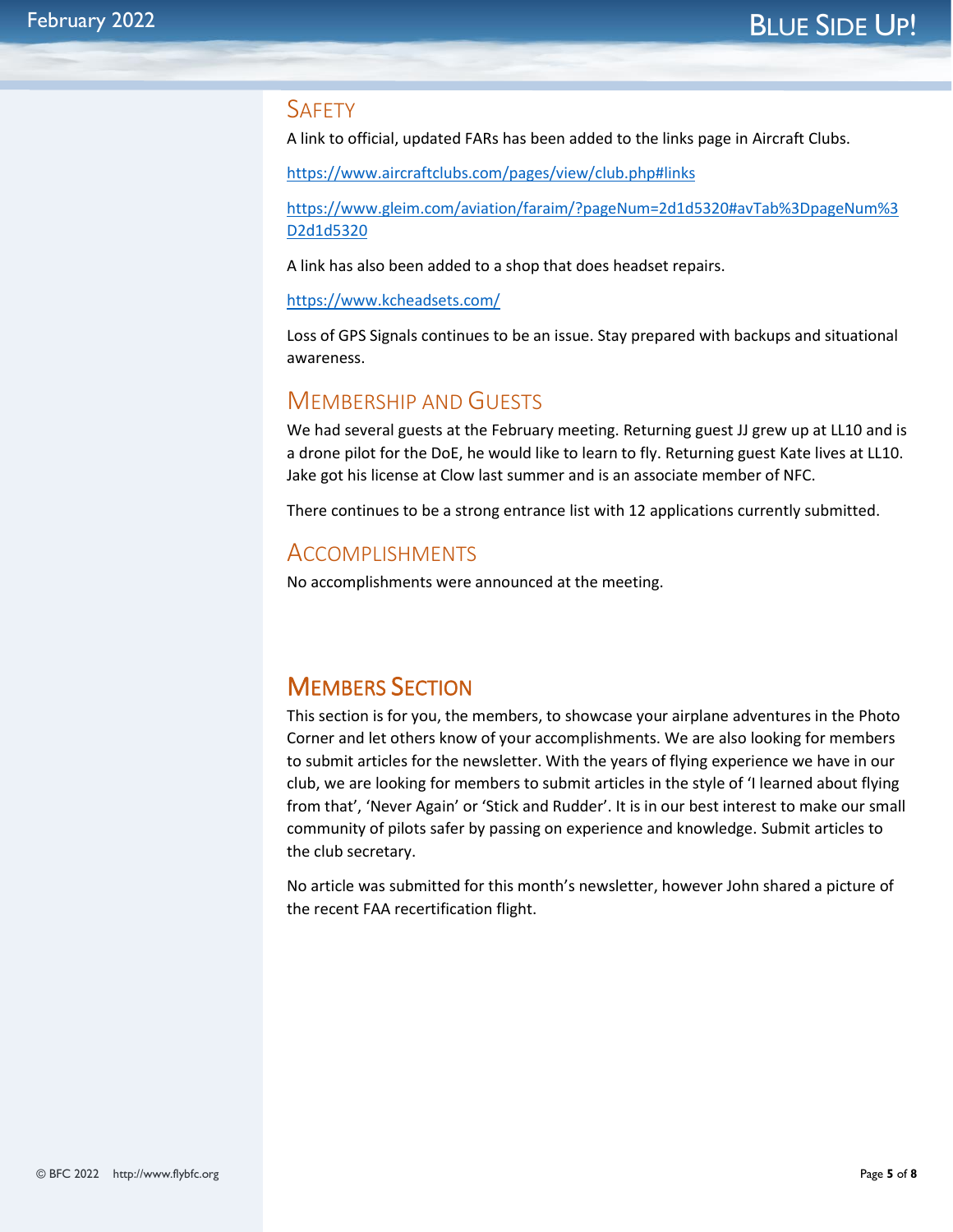## SAFETY

A link to official, updated FARs has been added to the links page in Aircraft Clubs.

https://www.aircraftclubs.com/pages/view/club.php#links

https://www.gleim.com/aviation/faraim/?pageNum=2d1d5320#avTab%3DpageNum%3D2d1d5320

A link has also been added to a shop that does headset repairs.

https://www.kcheadsets.com/

Loss of GPS Signals continues to be an issue. Stay prepared with backups and situational awareness.

## MEMBERSHIP AND GUESTS

We had several guests at the February meeting. Returning guest JJ grew up at LL10 and is a drone pilot for the DoE, he would like to learn to fly. Returning guest Kate lives at LL10. Jake got his license at Clow last summer and is an associate member of NFC.

There continues to be a strong entrance list with 12 applications currently submitted.

## ACCOMPLISHMENTS

No accomplishments were announced at the meeting.

# MEMBERS SECTION

This section is for you, the members, to showcase your airplane adventures in the Photo Corner and let others know of your accomplishments. We are also looking for members to submit articles for the newsletter. With the years of flying experience we have in our club, we are looking for members to submit articles in the style of 'I learned about flying from that', 'Never Again' or 'Stick and Rudder'. It is in our best interest to make our small community of pilots safer by passing on experience and knowledge. Submit articles to the club secretary.

No article was submitted for this month's newsletter, however John shared a picture of the recent FAA recertification flight.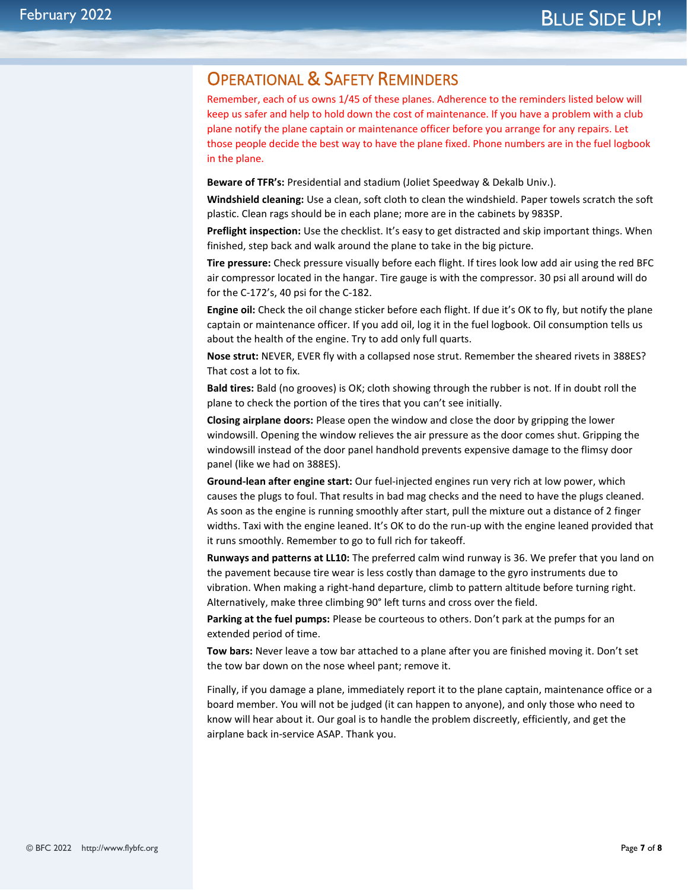# Operational & Safety Reminders

Remember, each of us owns 1/45 of these planes. Adherence to the reminders listed below will keep us safer and help to hold down the cost of maintenance. If you have a problem with a club plane notify the plane captain or maintenance officer before you arrange for any repairs. Let those people decide the best way to have the plane fixed. Phone numbers are in the fuel logbook in the plane.

**Beware of TFR's:** Presidential and stadium (Joliet Speedway & Dekalb Univ.).

**Windshield cleaning:** Use a clean, soft cloth to clean the windshield. Paper towels scratch the soft plastic. Clean rags should be in each plane; more are in the cabinets by 983SP.

**Preflight inspection:** Use the checklist. It's easy to get distracted and skip important things. When finished, step back and walk around the plane to take in the big picture.

**Tire pressure:** Check pressure visually before each flight. If tires look low add air using the red BFC air compressor located in the hangar. Tire gauge is with the compressor. 30 psi all around will do for the C-172's, 40 psi for the C-182.

**Engine oil:** Check the oil change sticker before each flight. If due it's OK to fly, but notify the plane captain or maintenance officer. If you add oil, log it in the fuel logbook. Oil consumption tells us about the health of the engine. Try to add only full quarts.

**Nose strut:** NEVER, EVER fly with a collapsed nose strut. Remember the sheared rivets in 388ES? That cost a lot to fix.

**Bald tires:** Bald (no grooves) is OK; cloth showing through the rubber is not. If in doubt roll the plane to check the portion of the tires that you can't see initially.

**Closing airplane doors:** Please open the window and close the door by gripping the lower windowsill. Opening the window relieves the air pressure as the door comes shut. Gripping the windowsill instead of the door panel handhold prevents expensive damage to the flimsy door panel (like we had on 388ES).

**Ground-lean after engine start:** Our fuel-injected engines run very rich at low power, which causes the plugs to foul. That results in bad mag checks and the need to have the plugs cleaned. As soon as the engine is running smoothly after start, pull the mixture out a distance of 2 finger widths. Taxi with the engine leaned. It's OK to do the run-up with the engine leaned provided that it runs smoothly. Remember to go to full rich for takeoff.

**Runways and patterns at LL10:** The preferred calm wind runway is 36. We prefer that you land on the pavement because tire wear is less costly than damage to the gyro instruments due to vibration. When making a right-hand departure, climb to pattern altitude before turning right. Alternatively, make three climbing 90° left turns and cross over the field.

**Parking at the fuel pumps:** Please be courteous to others. Don't park at the pumps for an extended period of time.

**Tow bars:** Never leave a tow bar attached to a plane after you are finished moving it. Don't set the tow bar down on the nose wheel pant; remove it.

Finally, if you damage a plane, immediately report it to the plane captain, maintenance office or a board member. You will not be judged (it can happen to anyone), and only those who need to know will hear about it. Our goal is to handle the problem discreetly, efficiently, and get the airplane back in-service ASAP. Thank you.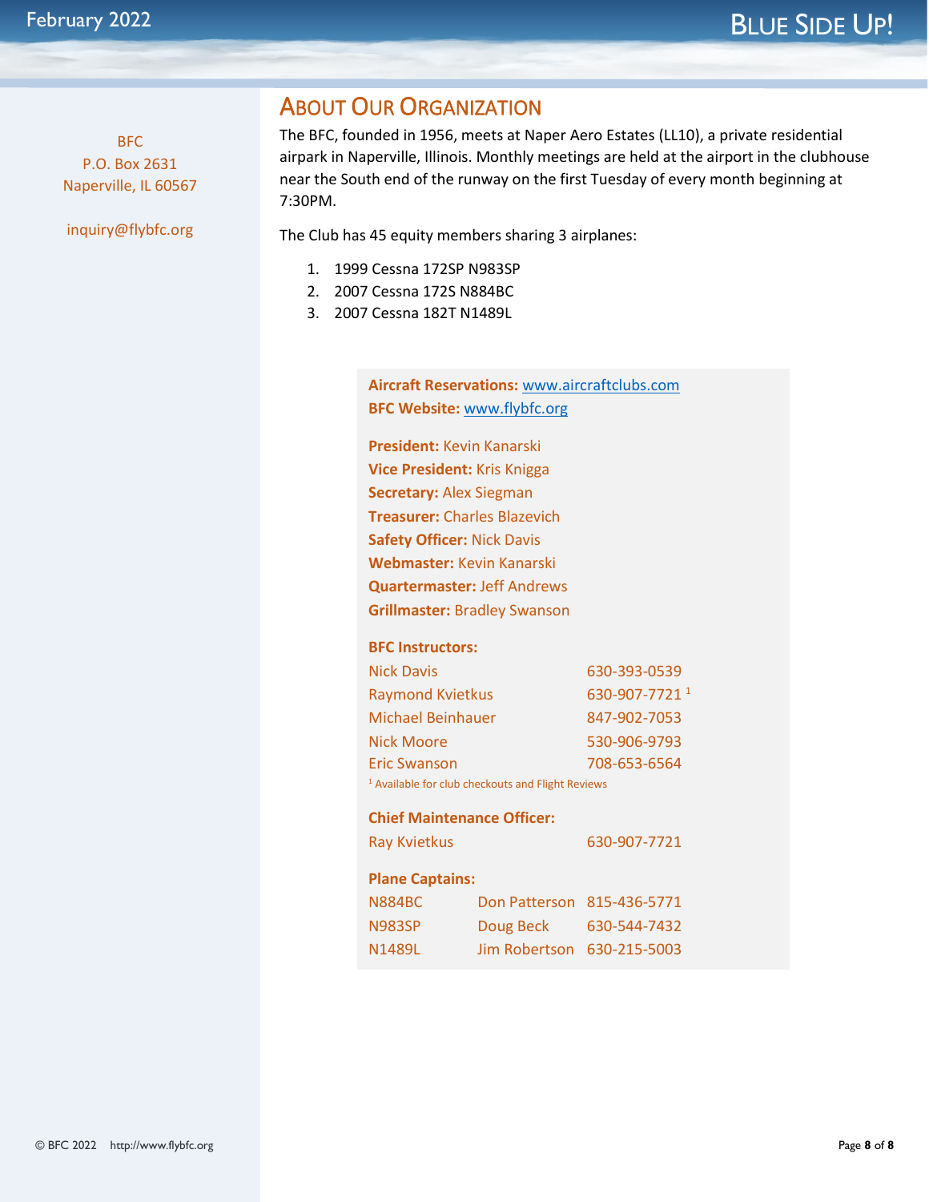BFC
P.O. Box 2631
Naperville, IL 60567

inquiry@flybfc.org

## About Our Organization

The BFC, founded in 1956, meets at Naper Aero Estates (LL10), a private residential airpark in Naperville, Illinois. Monthly meetings are held at the airport in the clubhouse near the South end of the runway on the first Tuesday of every month beginning at 7:30PM.

The Club has 45 equity members sharing 3 airplanes:

1. 1999 Cessna 172SP N983SP
2. 2007 Cessna 172S N884BC
3. 2007 Cessna 182T N1489L

**Aircraft Reservations:** www.aircraftclubs.com
**BFC Website:** www.flybfc.org

**President:** Kevin Kanarski
**Vice President:** Kris Knigga
**Secretary:** Alex Siegman
**Treasurer:** Charles Blazevich
**Safety Officer:** Nick Davis
**Webmaster:** Kevin Kanarski
**Quartermaster:** Jeff Andrews
**Grillmaster:** Bradley Swanson

**BFC Instructors:**

| | |
|---|---|
| Nick Davis | 630-393-0539 |
| Raymond Kvietkus | 630-907-7721 [1] |
| Michael Beinhauer | 847-902-7053 |
| Nick Moore | 530-906-9793 |
| Eric Swanson | 708-653-6564 |

[1] Available for club checkouts and Flight Reviews

**Chief Maintenance Officer:**

Ray Kvietkus 630-907-7721

**Plane Captains:**

| | | |
|---|---|---|
| N884BC | Don Patterson | 815-436-5771 |
| N983SP | Doug Beck | 630-544-7432 |
| N1489L | Jim Robertson | 630-215-5003 |